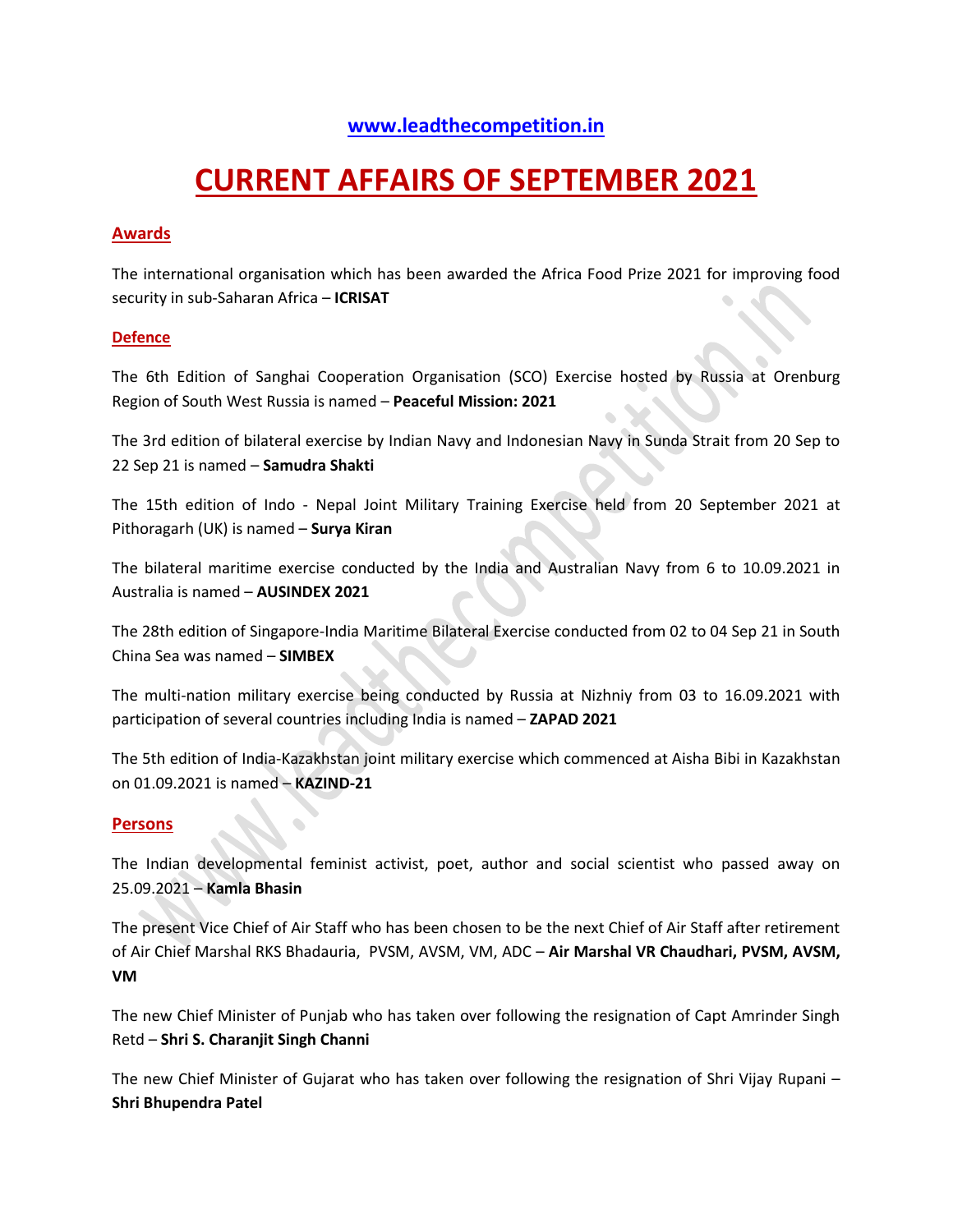**[www.leadthecompetition.in](http://www.leadthecompetition.in)**

# CURRENT AFFAIRS OF SEPTEMBER 2021

## Awards

The international organisation which has been awarded the Africa Food Prize 2021 for improving food security in sub-Saharan Africa – **ICRISAT**

## Defence

The 6th Edition of Sanghai Cooperation Organisation (SCO) Exercise hosted by Russia at Orenburg Region of South West Russia is named – **Peaceful Mission: 2021**

The 3rd edition of bilateral exercise by Indian Navy and Indonesian Navy in Sunda Strait from 20 Sep to 22 Sep 21 is named – **Samudra Shakti**

The 15th edition of Indo - Nepal Joint Military Training Exercise held from 20 September 2021 at Pithoragarh (UK) is named – **Surya Kiran**

The bilateral maritime exercise conducted by the India and Australian Navy from 6 to 10.09.2021 in Australia is named – **AUSINDEX 2021**

The 28th edition of Singapore-India Maritime Bilateral Exercise conducted from 02 to 04 Sep 21 in South China Sea was named – **SIMBEX**

The multi-nation military exercise being conducted by Russia at Nizhniy from 03 to 16.09.2021 with participation of several countries including India is named – **ZAPAD 2021**

The 5th edition of India-Kazakhstan joint military exercise which commenced at Aisha Bibi in Kazakhstan on 01.09.2021 is named – **KAZIND-21**

## Persons

The Indian developmental feminist activist, poet, author and social scientist who passed away on 25.09.2021 – **Kamla Bhasin**

The present Vice Chief of Air Staff who has been chosen to be the next Chief of Air Staff after retirement of Air Chief Marshal RKS Bhadauria, PVSM, AVSM, VM, ADC – **Air Marshal VR Chaudhari, PVSM, AVSM, VM**

The new Chief Minister of Punjab who has taken over following the resignation of Capt Amrinder Singh Retd – **Shri S. Charanjit Singh Channi**

The new Chief Minister of Gujarat who has taken over following the resignation of Shri Vijay Rupani – **Shri Bhupendra Patel**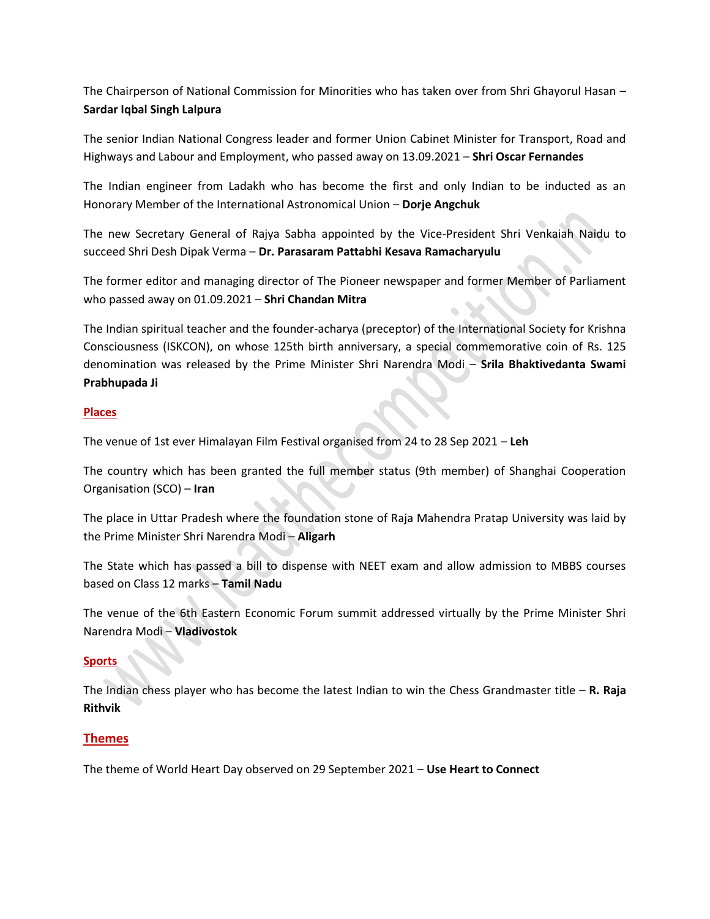The Chairperson of National Commission for Minorities who has taken over from Shri Ghayorul Hasan – **Sardar Iqbal Singh Lalpura**

The senior Indian National Congress leader and former Union Cabinet Minister for Transport, Road and Highways and Labour and Employment, who passed away on 13.09.2021 – **Shri Oscar Fernandes**

The Indian engineer from Ladakh who has become the first and only Indian to be inducted as an Honorary Member of the International Astronomical Union – **Dorje Angchuk**

The new Secretary General of Rajya Sabha appointed by the Vice-President Shri Venkaiah Naidu to succeed Shri Desh Dipak Verma – **Dr. Parasaram Pattabhi Kesava Ramacharyulu**

The former editor and managing director of The Pioneer newspaper and former Member of Parliament who passed away on 01.09.2021 – **Shri Chandan Mitra**

The Indian spiritual teacher and the founder-acharya (preceptor) of the International Society for Krishna Consciousness (ISKCON), on whose 125th birth anniversary, a special commemorative coin of Rs. 125 denomination was released by the Prime Minister Shri Narendra Modi – **Srila Bhaktivedanta Swami Prabhupada Ji**

## Places

The venue of 1st ever Himalayan Film Festival organised from 24 to 28 Sep 2021 – **Leh**

The country which has been granted the full member status (9th member) of Shanghai Cooperation Organisation (SCO) – **Iran**

The place in Uttar Pradesh where the foundation stone of Raja Mahendra Pratap University was laid by the Prime Minister Shri Narendra Modi – **Aligarh**

The State which has passed a bill to dispense with NEET exam and allow admission to MBBS courses based on Class 12 marks – **Tamil Nadu**

The venue of the 6th Eastern Economic Forum summit addressed virtually by the Prime Minister Shri Narendra Modi – **Vladivostok**

## Sports

The Indian chess player who has become the latest Indian to win the Chess Grandmaster title – **R. Raja Rithvik**

## Themes

The theme of World Heart Day observed on 29 September 2021 – **Use Heart to Connect**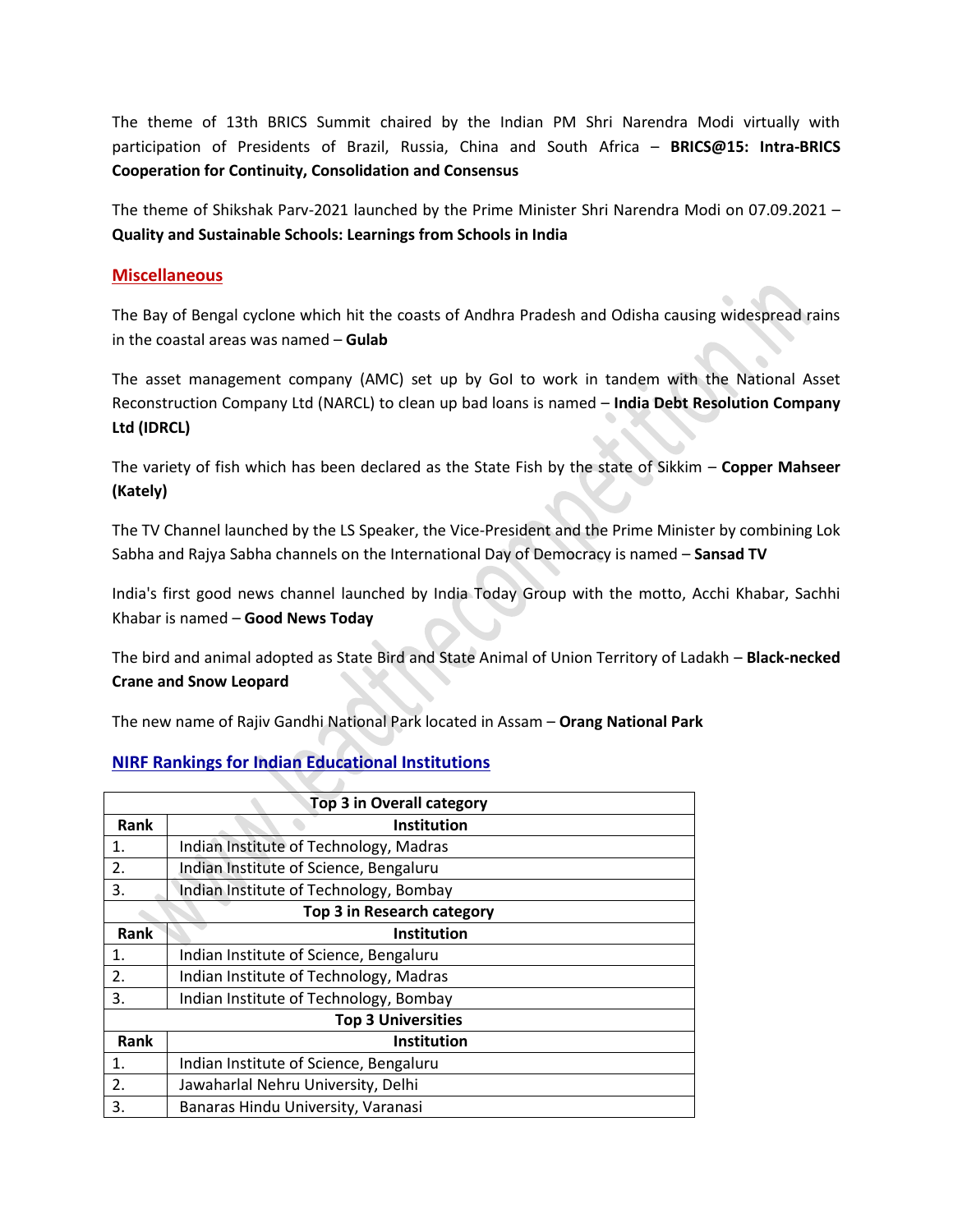The theme of 13th BRICS Summit chaired by the Indian PM Shri Narendra Modi virtually with participation of Presidents of Brazil, Russia, China and South Africa – **BRICS@15: Intra-BRICS Cooperation for Continuity, Consolidation and Consensus**

The theme of Shikshak Parv-2021 launched by the Prime Minister Shri Narendra Modi on 07.09.2021 – **Quality and Sustainable Schools: Learnings from Schools in India**

## Miscellaneous

The Bay of Bengal cyclone which hit the coasts of Andhra Pradesh and Odisha causing widespread rains in the coastal areas was named – **Gulab**

The asset management company (AMC) set up by GoI to work in tandem with the National Asset Reconstruction Company Ltd (NARCL) to clean up bad loans is named – **India Debt Resolution Company Ltd (IDRCL)**

The variety of fish which has been declared as the State Fish by the state of Sikkim – **Copper Mahseer (Kately)**

The TV Channel launched by the LS Speaker, the Vice-President and the Prime Minister by combining Lok Sabha and Rajya Sabha channels on the International Day of Democracy is named – **Sansad TV**

India's first good news channel launched by India Today Group with the motto, Acchi Khabar, Sachhi Khabar is named – **Good News Today**

The bird and animal adopted as State Bird and State Animal of Union Territory of Ladakh – **Black-necked Crane and Snow Leopard**

The new name of Rajiv Gandhi National Park located in Assam – **Orang National Park**

## NIRF Rankings for Indian Educational Institutions

| Top 3 in Overall category | |
|---|---|
| **Rank** | **Institution** |
| 1. | Indian Institute of Technology, Madras |
| 2. | Indian Institute of Science, Bengaluru |
| 3. | Indian Institute of Technology, Bombay |
| **Top 3 in Research category** | |
| **Rank** | **Institution** |
| 1. | Indian Institute of Science, Bengaluru |
| 2. | Indian Institute of Technology, Madras |
| 3. | Indian Institute of Technology, Bombay |
| **Top 3 Universities** | |
| **Rank** | **Institution** |
| 1. | Indian Institute of Science, Bengaluru |
| 2. | Jawaharlal Nehru University, Delhi |
| 3. | Banaras Hindu University, Varanasi |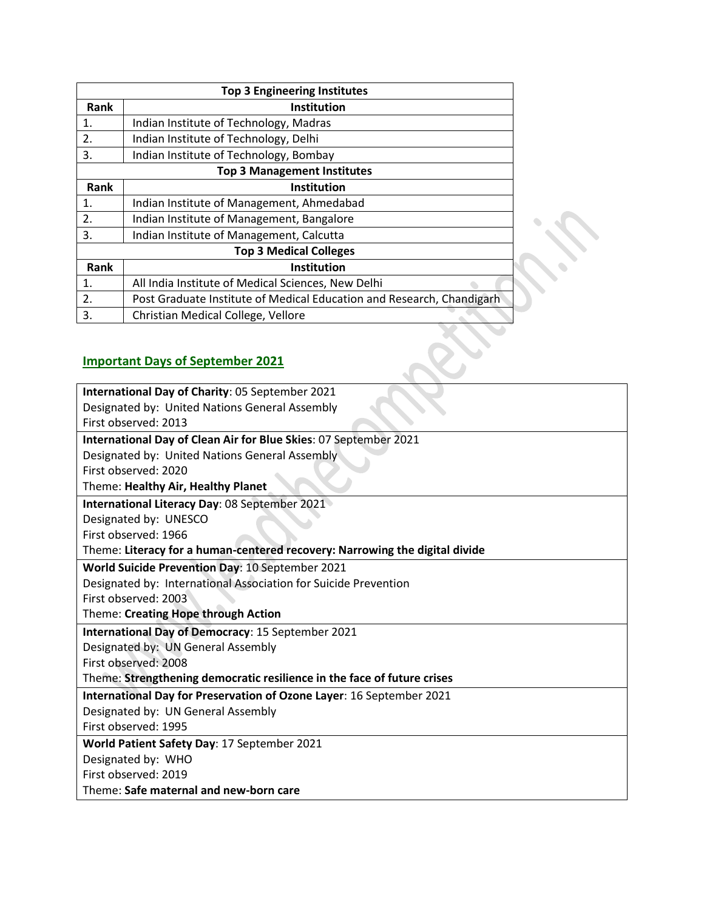| Top 3 Engineering Institutes | |
|---|---|
| **Rank** | **Institution** |
| 1. | Indian Institute of Technology, Madras |
| 2. | Indian Institute of Technology, Delhi |
| 3. | Indian Institute of Technology, Bombay |
| **Top 3 Management Institutes** | |
| **Rank** | **Institution** |
| 1. | Indian Institute of Management, Ahmedabad |
| 2. | Indian Institute of Management, Bangalore |
| 3. | Indian Institute of Management, Calcutta |
| **Top 3 Medical Colleges** | |
| **Rank** | **Institution** |
| 1. | All India Institute of Medical Sciences, New Delhi |
| 2. | Post Graduate Institute of Medical Education and Research, Chandigarh |
| 3. | Christian Medical College, Vellore |

## Important Days of September 2021

**International Day of Charity**: 05 September 2021
Designated by: United Nations General Assembly
First observed: 2013

**International Day of Clean Air for Blue Skies**: 07 September 2021
Designated by: United Nations General Assembly
First observed: 2020
Theme: **Healthy Air, Healthy Planet**

**International Literacy Day**: 08 September 2021
Designated by: UNESCO
First observed: 1966
Theme: **Literacy for a human-centered recovery: Narrowing the digital divide**

**World Suicide Prevention Day**: 10 September 2021
Designated by: International Association for Suicide Prevention
First observed: 2003
Theme: **Creating Hope through Action**

**International Day of Democracy**: 15 September 2021
Designated by: UN General Assembly
First observed: 2008
Theme: **Strengthening democratic resilience in the face of future crises**

**International Day for Preservation of Ozone Layer**: 16 September 2021
Designated by: UN General Assembly
First observed: 1995

**World Patient Safety Day**: 17 September 2021
Designated by: WHO
First observed: 2019
Theme: **Safe maternal and new-born care**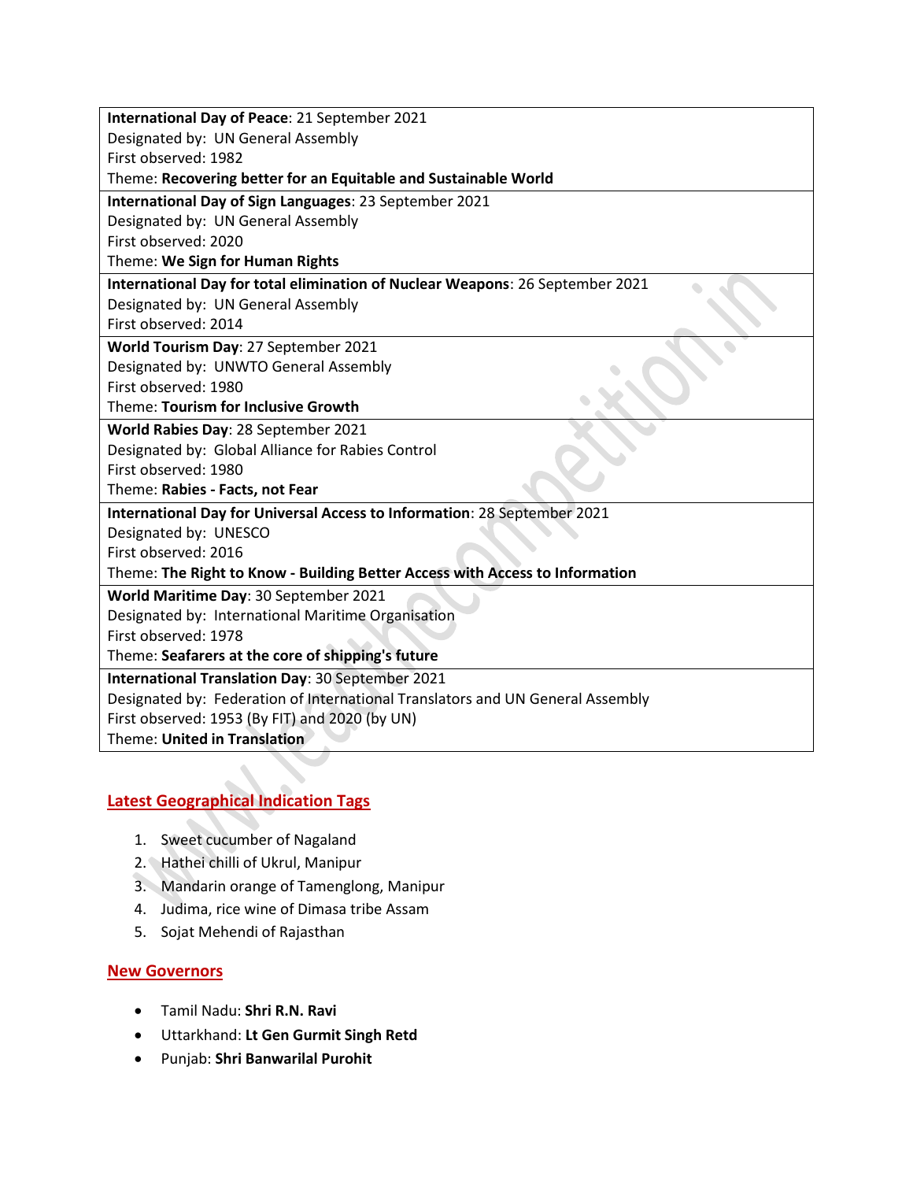| |
|---|
| **International Day of Peace**: 21 September 2021<br>Designated by: UN General Assembly<br>First observed: 1982<br>Theme: **Recovering better for an Equitable and Sustainable World** |
| **International Day of Sign Languages**: 23 September 2021<br>Designated by: UN General Assembly<br>First observed: 2020<br>Theme: **We Sign for Human Rights** |
| **International Day for total elimination of Nuclear Weapons**: 26 September 2021<br>Designated by: UN General Assembly<br>First observed: 2014 |
| **World Tourism Day**: 27 September 2021<br>Designated by: UNWTO General Assembly<br>First observed: 1980<br>Theme: **Tourism for Inclusive Growth** |
| **World Rabies Day**: 28 September 2021<br>Designated by: Global Alliance for Rabies Control<br>First observed: 1980<br>Theme: **Rabies - Facts, not Fear** |
| **International Day for Universal Access to Information**: 28 September 2021<br>Designated by: UNESCO<br>First observed: 2016<br>Theme: **The Right to Know - Building Better Access with Access to Information** |
| **World Maritime Day**: 30 September 2021<br>Designated by: International Maritime Organisation<br>First observed: 1978<br>Theme: **Seafarers at the core of shipping's future** |
| **International Translation Day**: 30 September 2021<br>Designated by: Federation of International Translators and UN General Assembly<br>First observed: 1953 (By FIT) and 2020 (by UN)<br>Theme: **United in Translation** |

## Latest Geographical Indication Tags

1. Sweet cucumber of Nagaland
2. Hathei chilli of Ukrul, Manipur
3. Mandarin orange of Tamenglong, Manipur
4. Judima, rice wine of Dimasa tribe Assam
5. Sojat Mehendi of Rajasthan

## New Governors

- Tamil Nadu: **Shri R.N. Ravi**
- Uttarkhand: **Lt Gen Gurmit Singh Retd**
- Punjab: **Shri Banwarilal Purohit**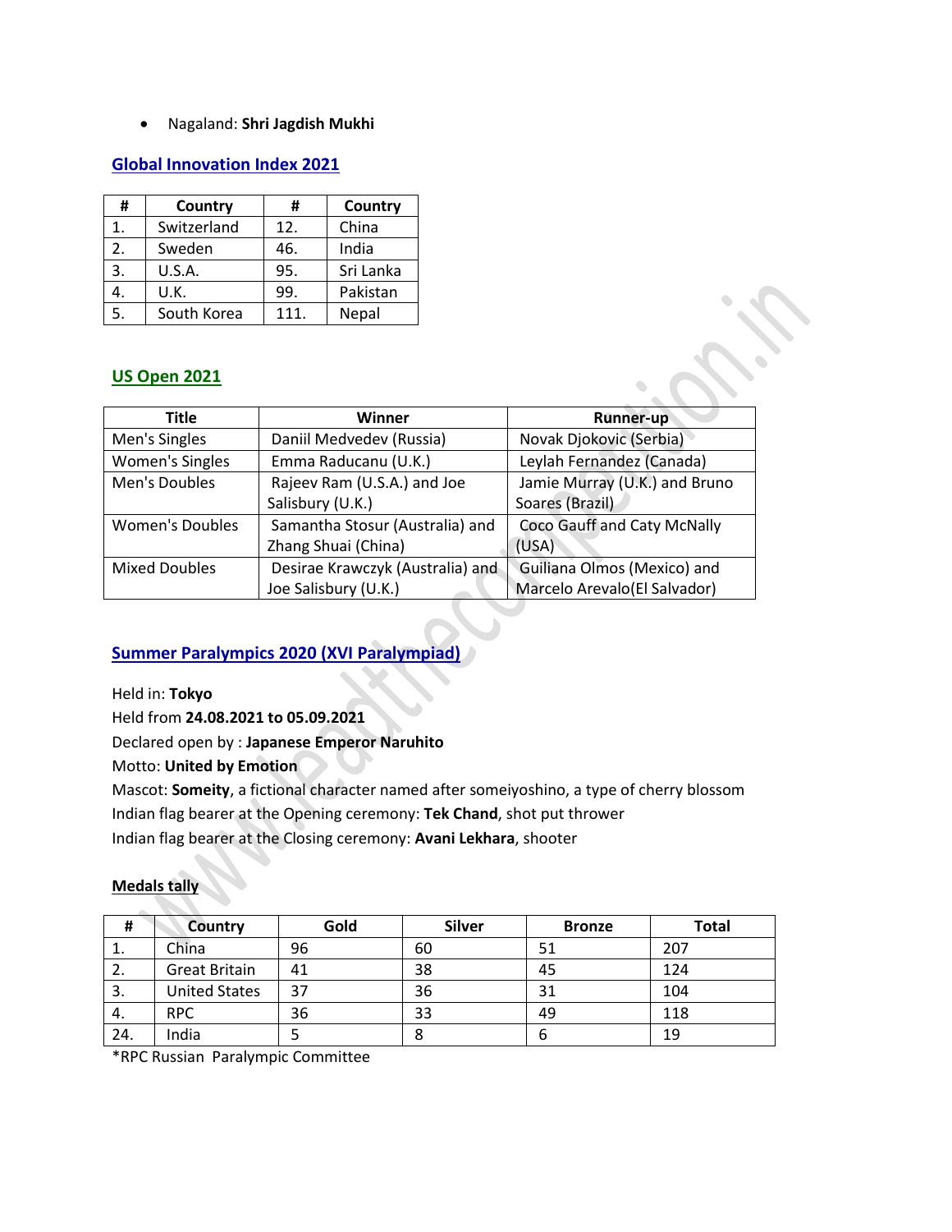- Nagaland: **Shri Jagdish Mukhi**

## Global Innovation Index 2021

| # | Country | # | Country |
|---|---|---|---|
| 1. | Switzerland | 12. | China |
| 2. | Sweden | 46. | India |
| 3. | U.S.A. | 95. | Sri Lanka |
| 4. | U.K. | 99. | Pakistan |
| 5. | South Korea | 111. | Nepal |

## US Open 2021

| Title | Winner | Runner-up |
|---|---|---|
| Men's Singles | Daniil Medvedev (Russia) | Novak Djokovic (Serbia) |
| Women's Singles | Emma Raducanu (U.K.) | Leylah Fernandez (Canada) |
| Men's Doubles | Rajeev Ram (U.S.A.) and Joe Salisbury (U.K.) | Jamie Murray (U.K.) and Bruno Soares (Brazil) |
| Women's Doubles | Samantha Stosur (Australia) and Zhang Shuai (China) | Coco Gauff and Caty McNally (USA) |
| Mixed Doubles | Desirae Krawczyk (Australia) and Joe Salisbury (U.K.) | Guiliana Olmos (Mexico) and Marcelo Arevalo(El Salvador) |

## Summer Paralympics 2020 (XVI Paralympiad)

Held in: **Tokyo**
Held from **24.08.2021 to 05.09.2021**
Declared open by : **Japanese Emperor Naruhito**
Motto: **United by Emotion**
Mascot: **Someity**, a fictional character named after someiyoshino, a type of cherry blossom
Indian flag bearer at the Opening ceremony: **Tek Chand**, shot put thrower
Indian flag bearer at the Closing ceremony: **Avani Lekhara**, shooter

**Medals tally**

| # | Country | Gold | Silver | Bronze | Total |
|---|---|---|---|---|---|
| 1. | China | 96 | 60 | 51 | 207 |
| 2. | Great Britain | 41 | 38 | 45 | 124 |
| 3. | United States | 37 | 36 | 31 | 104 |
| 4. | RPC | 36 | 33 | 49 | 118 |
| 24. | India | 5 | 8 | 6 | 19 |

*RPC Russian Paralympic Committee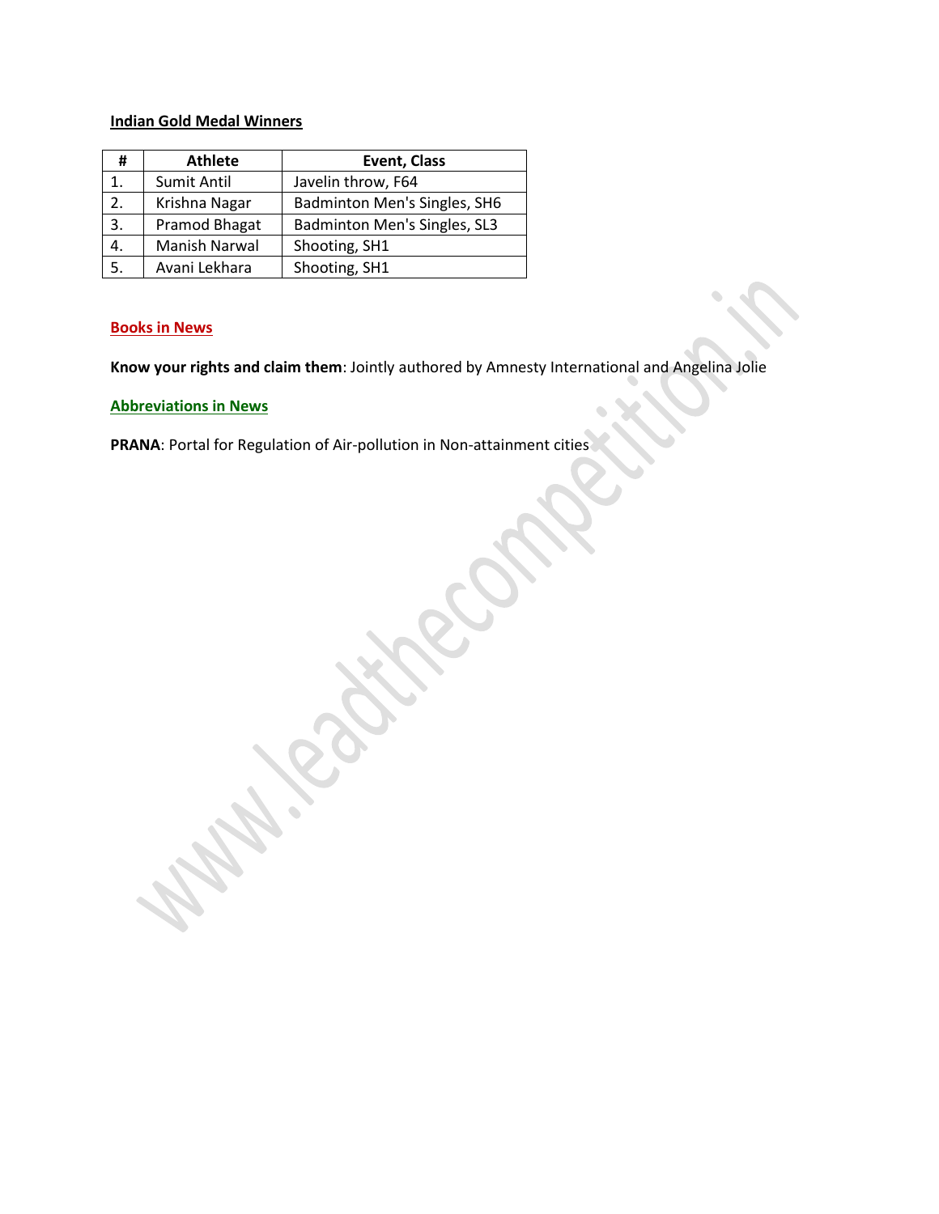**Indian Gold Medal Winners**

| # | Athlete | Event, Class |
|---|---|---|
| 1. | Sumit Antil | Javelin throw, F64 |
| 2. | Krishna Nagar | Badminton Men's Singles, SH6 |
| 3. | Pramod Bhagat | Badminton Men's Singles, SL3 |
| 4. | Manish Narwal | Shooting, SH1 |
| 5. | Avani Lekhara | Shooting, SH1 |

## Books in News

**Know your rights and claim them**: Jointly authored by Amnesty International and Angelina Jolie

## Abbreviations in News

**PRANA**: Portal for Regulation of Air-pollution in Non-attainment cities